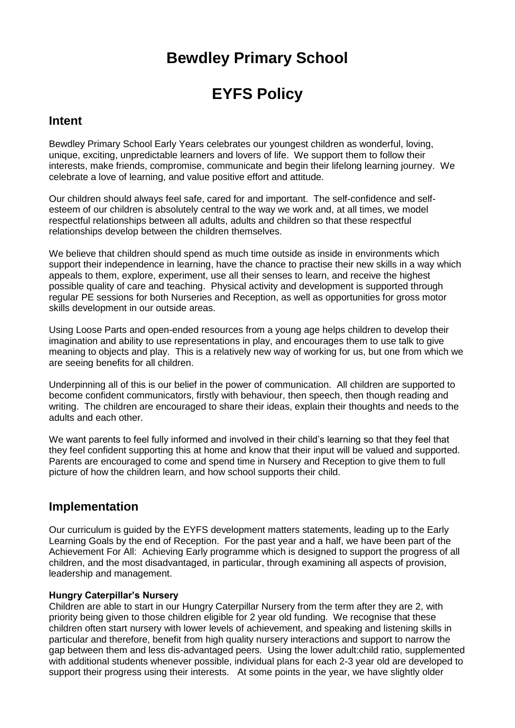# Bewdley Primary School

# EYFS Policy

## Intent

Bewdley Primary School Early Years celebrates our youngest children as wonderful, loving, unique, exciting, unpredictable learners and lovers of life. We support them to follow their interests, make friends, compromise, communicate and begin their lifelong learning journey. We celebrate a love of learning, and value positive effort and attitude.

Our children should always feel safe, cared for and important. The self-confidence and self-esteem of our children is absolutely central to the way we work and, at all times, we model respectful relationships between all adults, adults and children so that these respectful relationships develop between the children themselves.

We believe that children should spend as much time outside as inside in environments which support their independence in learning, have the chance to practise their new skills in a way which appeals to them, explore, experiment, use all their senses to learn, and receive the highest possible quality of care and teaching. Physical activity and development is supported through regular PE sessions for both Nurseries and Reception, as well as opportunities for gross motor skills development in our outside areas.

Using Loose Parts and open-ended resources from a young age helps children to develop their imagination and ability to use representations in play, and encourages them to use talk to give meaning to objects and play. This is a relatively new way of working for us, but one from which we are seeing benefits for all children.

Underpinning all of this is our belief in the power of communication. All children are supported to become confident communicators, firstly with behaviour, then speech, then though reading and writing. The children are encouraged to share their ideas, explain their thoughts and needs to the adults and each other.

We want parents to feel fully informed and involved in their child's learning so that they feel that they feel confident supporting this at home and know that their input will be valued and supported. Parents are encouraged to come and spend time in Nursery and Reception to give them to full picture of how the children learn, and how school supports their child.

## Implementation

Our curriculum is guided by the EYFS development matters statements, leading up to the Early Learning Goals by the end of Reception. For the past year and a half, we have been part of the Achievement For All: Achieving Early programme which is designed to support the progress of all children, and the most disadvantaged, in particular, through examining all aspects of provision, leadership and management.

**Hungry Caterpillar's Nursery**

Children are able to start in our Hungry Caterpillar Nursery from the term after they are 2, with priority being given to those children eligible for 2 year old funding. We recognise that these children often start nursery with lower levels of achievement, and speaking and listening skills in particular and therefore, benefit from high quality nursery interactions and support to narrow the gap between them and less dis-advantaged peers. Using the lower adult:child ratio, supplemented with additional students whenever possible, individual plans for each 2-3 year old are developed to support their progress using their interests. At some points in the year, we have slightly older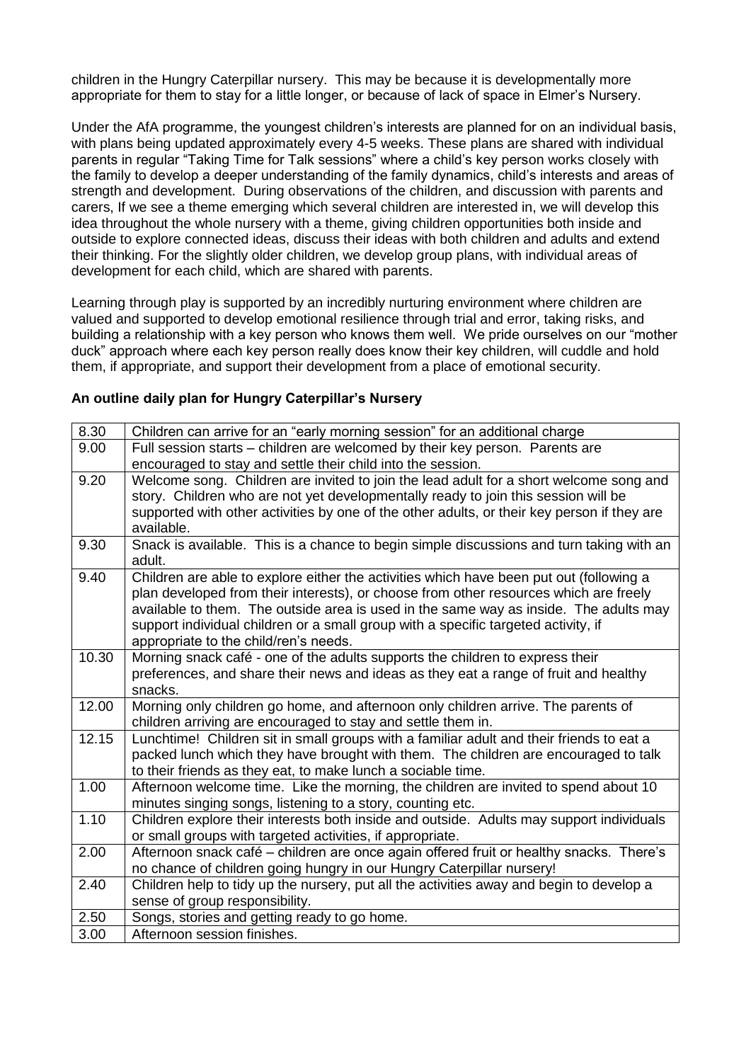children in the Hungry Caterpillar nursery. This may be because it is developmentally more appropriate for them to stay for a little longer, or because of lack of space in Elmer's Nursery.

Under the AfA programme, the youngest children's interests are planned for on an individual basis, with plans being updated approximately every 4-5 weeks. These plans are shared with individual parents in regular "Taking Time for Talk sessions" where a child's key person works closely with the family to develop a deeper understanding of the family dynamics, child's interests and areas of strength and development. During observations of the children, and discussion with parents and carers, If we see a theme emerging which several children are interested in, we will develop this idea throughout the whole nursery with a theme, giving children opportunities both inside and outside to explore connected ideas, discuss their ideas with both children and adults and extend their thinking. For the slightly older children, we develop group plans, with individual areas of development for each child, which are shared with parents.

Learning through play is supported by an incredibly nurturing environment where children are valued and supported to develop emotional resilience through trial and error, taking risks, and building a relationship with a key person who knows them well. We pride ourselves on our "mother duck" approach where each key person really does know their key children, will cuddle and hold them, if appropriate, and support their development from a place of emotional security.

**An outline daily plan for Hungry Caterpillar's Nursery**

| | |
|---|---|
| 8.30 | Children can arrive for an "early morning session" for an additional charge |
| 9.00 | Full session starts – children are welcomed by their key person. Parents are encouraged to stay and settle their child into the session. |
| 9.20 | Welcome song. Children are invited to join the lead adult for a short welcome song and story. Children who are not yet developmentally ready to join this session will be supported with other activities by one of the other adults, or their key person if they are available. |
| 9.30 | Snack is available. This is a chance to begin simple discussions and turn taking with an adult. |
| 9.40 | Children are able to explore either the activities which have been put out (following a plan developed from their interests), or choose from other resources which are freely available to them. The outside area is used in the same way as inside. The adults may support individual children or a small group with a specific targeted activity, if appropriate to the child/ren's needs. |
| 10.30 | Morning snack café - one of the adults supports the children to express their preferences, and share their news and ideas as they eat a range of fruit and healthy snacks. |
| 12.00 | Morning only children go home, and afternoon only children arrive. The parents of children arriving are encouraged to stay and settle them in. |
| 12.15 | Lunchtime! Children sit in small groups with a familiar adult and their friends to eat a packed lunch which they have brought with them. The children are encouraged to talk to their friends as they eat, to make lunch a sociable time. |
| 1.00 | Afternoon welcome time. Like the morning, the children are invited to spend about 10 minutes singing songs, listening to a story, counting etc. |
| 1.10 | Children explore their interests both inside and outside. Adults may support individuals or small groups with targeted activities, if appropriate. |
| 2.00 | Afternoon snack café – children are once again offered fruit or healthy snacks. There's no chance of children going hungry in our Hungry Caterpillar nursery! |
| 2.40 | Children help to tidy up the nursery, put all the activities away and begin to develop a sense of group responsibility. |
| 2.50 | Songs, stories and getting ready to go home. |
| 3.00 | Afternoon session finishes. |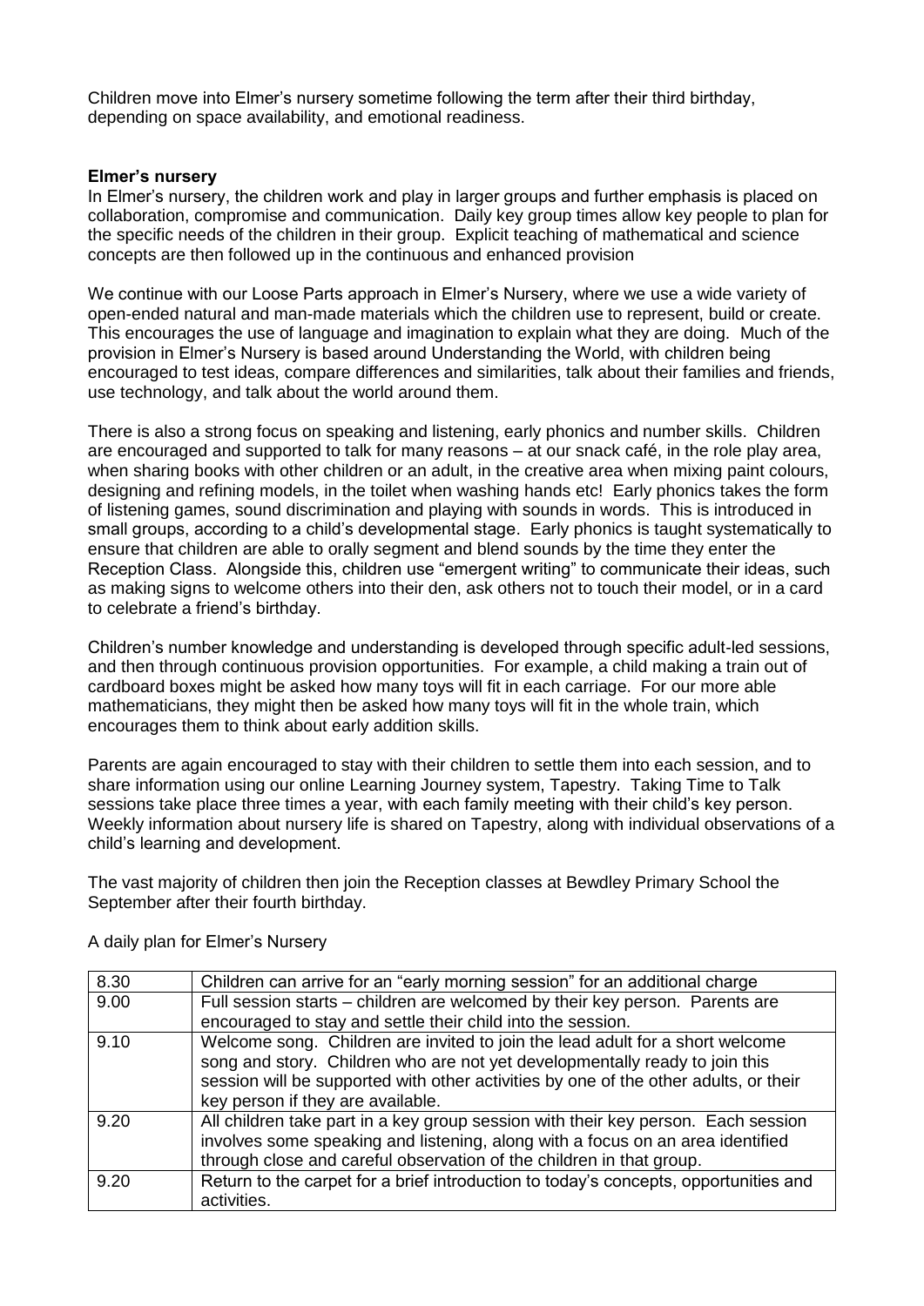Children move into Elmer's nursery sometime following the term after their third birthday, depending on space availability, and emotional readiness.

**Elmer's nursery**

In Elmer's nursery, the children work and play in larger groups and further emphasis is placed on collaboration, compromise and communication. Daily key group times allow key people to plan for the specific needs of the children in their group. Explicit teaching of mathematical and science concepts are then followed up in the continuous and enhanced provision

We continue with our Loose Parts approach in Elmer's Nursery, where we use a wide variety of open-ended natural and man-made materials which the children use to represent, build or create. This encourages the use of language and imagination to explain what they are doing. Much of the provision in Elmer's Nursery is based around Understanding the World, with children being encouraged to test ideas, compare differences and similarities, talk about their families and friends, use technology, and talk about the world around them.

There is also a strong focus on speaking and listening, early phonics and number skills. Children are encouraged and supported to talk for many reasons – at our snack café, in the role play area, when sharing books with other children or an adult, in the creative area when mixing paint colours, designing and refining models, in the toilet when washing hands etc! Early phonics takes the form of listening games, sound discrimination and playing with sounds in words. This is introduced in small groups, according to a child's developmental stage. Early phonics is taught systematically to ensure that children are able to orally segment and blend sounds by the time they enter the Reception Class. Alongside this, children use "emergent writing" to communicate their ideas, such as making signs to welcome others into their den, ask others not to touch their model, or in a card to celebrate a friend's birthday.

Children's number knowledge and understanding is developed through specific adult-led sessions, and then through continuous provision opportunities. For example, a child making a train out of cardboard boxes might be asked how many toys will fit in each carriage. For our more able mathematicians, they might then be asked how many toys will fit in the whole train, which encourages them to think about early addition skills.

Parents are again encouraged to stay with their children to settle them into each session, and to share information using our online Learning Journey system, Tapestry. Taking Time to Talk sessions take place three times a year, with each family meeting with their child's key person. Weekly information about nursery life is shared on Tapestry, along with individual observations of a child's learning and development.

The vast majority of children then join the Reception classes at Bewdley Primary School the September after their fourth birthday.

A daily plan for Elmer's Nursery

| | |
|---|---|
| 8.30 | Children can arrive for an "early morning session" for an additional charge |
| 9.00 | Full session starts – children are welcomed by their key person. Parents are encouraged to stay and settle their child into the session. |
| 9.10 | Welcome song. Children are invited to join the lead adult for a short welcome song and story. Children who are not yet developmentally ready to join this session will be supported with other activities by one of the other adults, or their key person if they are available. |
| 9.20 | All children take part in a key group session with their key person. Each session involves some speaking and listening, along with a focus on an area identified through close and careful observation of the children in that group. |
| 9.20 | Return to the carpet for a brief introduction to today's concepts, opportunities and activities. |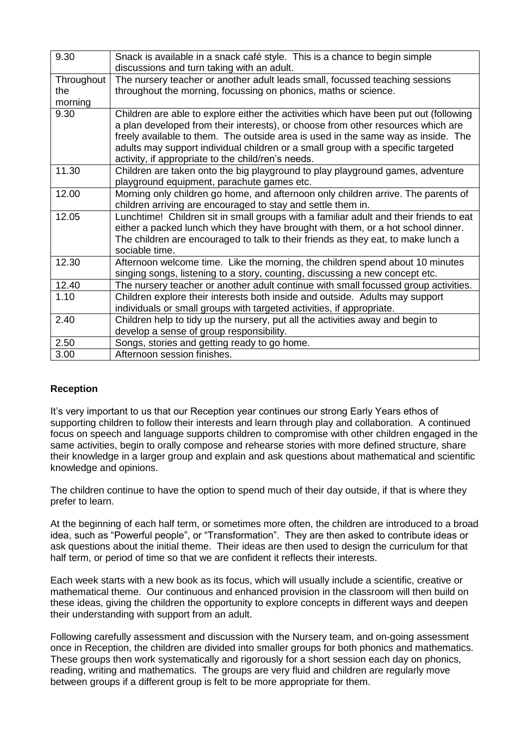| 9.30 | Snack is available in a snack café style. This is a chance to begin simple discussions and turn taking with an adult. |
|---|---|
| Throughout the morning | The nursery teacher or another adult leads small, focussed teaching sessions throughout the morning, focussing on phonics, maths or science. |
| 9.30 | Children are able to explore either the activities which have been put out (following a plan developed from their interests), or choose from other resources which are freely available to them. The outside area is used in the same way as inside. The adults may support individual children or a small group with a specific targeted activity, if appropriate to the child/ren's needs. |
| 11.30 | Children are taken onto the big playground to play playground games, adventure playground equipment, parachute games etc. |
| 12.00 | Morning only children go home, and afternoon only children arrive. The parents of children arriving are encouraged to stay and settle them in. |
| 12.05 | Lunchtime! Children sit in small groups with a familiar adult and their friends to eat either a packed lunch which they have brought with them, or a hot school dinner. The children are encouraged to talk to their friends as they eat, to make lunch a sociable time. |
| 12.30 | Afternoon welcome time. Like the morning, the children spend about 10 minutes singing songs, listening to a story, counting, discussing a new concept etc. |
| 12.40 | The nursery teacher or another adult continue with small focussed group activities. |
| 1.10 | Children explore their interests both inside and outside. Adults may support individuals or small groups with targeted activities, if appropriate. |
| 2.40 | Children help to tidy up the nursery, put all the activities away and begin to develop a sense of group responsibility. |
| 2.50 | Songs, stories and getting ready to go home. |
| 3.00 | Afternoon session finishes. |

**Reception**

It's very important to us that our Reception year continues our strong Early Years ethos of supporting children to follow their interests and learn through play and collaboration. A continued focus on speech and language supports children to compromise with other children engaged in the same activities, begin to orally compose and rehearse stories with more defined structure, share their knowledge in a larger group and explain and ask questions about mathematical and scientific knowledge and opinions.

The children continue to have the option to spend much of their day outside, if that is where they prefer to learn.

At the beginning of each half term, or sometimes more often, the children are introduced to a broad idea, such as "Powerful people", or "Transformation". They are then asked to contribute ideas or ask questions about the initial theme. Their ideas are then used to design the curriculum for that half term, or period of time so that we are confident it reflects their interests.

Each week starts with a new book as its focus, which will usually include a scientific, creative or mathematical theme. Our continuous and enhanced provision in the classroom will then build on these ideas, giving the children the opportunity to explore concepts in different ways and deepen their understanding with support from an adult.

Following carefully assessment and discussion with the Nursery team, and on-going assessment once in Reception, the children are divided into smaller groups for both phonics and mathematics. These groups then work systematically and rigorously for a short session each day on phonics, reading, writing and mathematics. The groups are very fluid and children are regularly move between groups if a different group is felt to be more appropriate for them.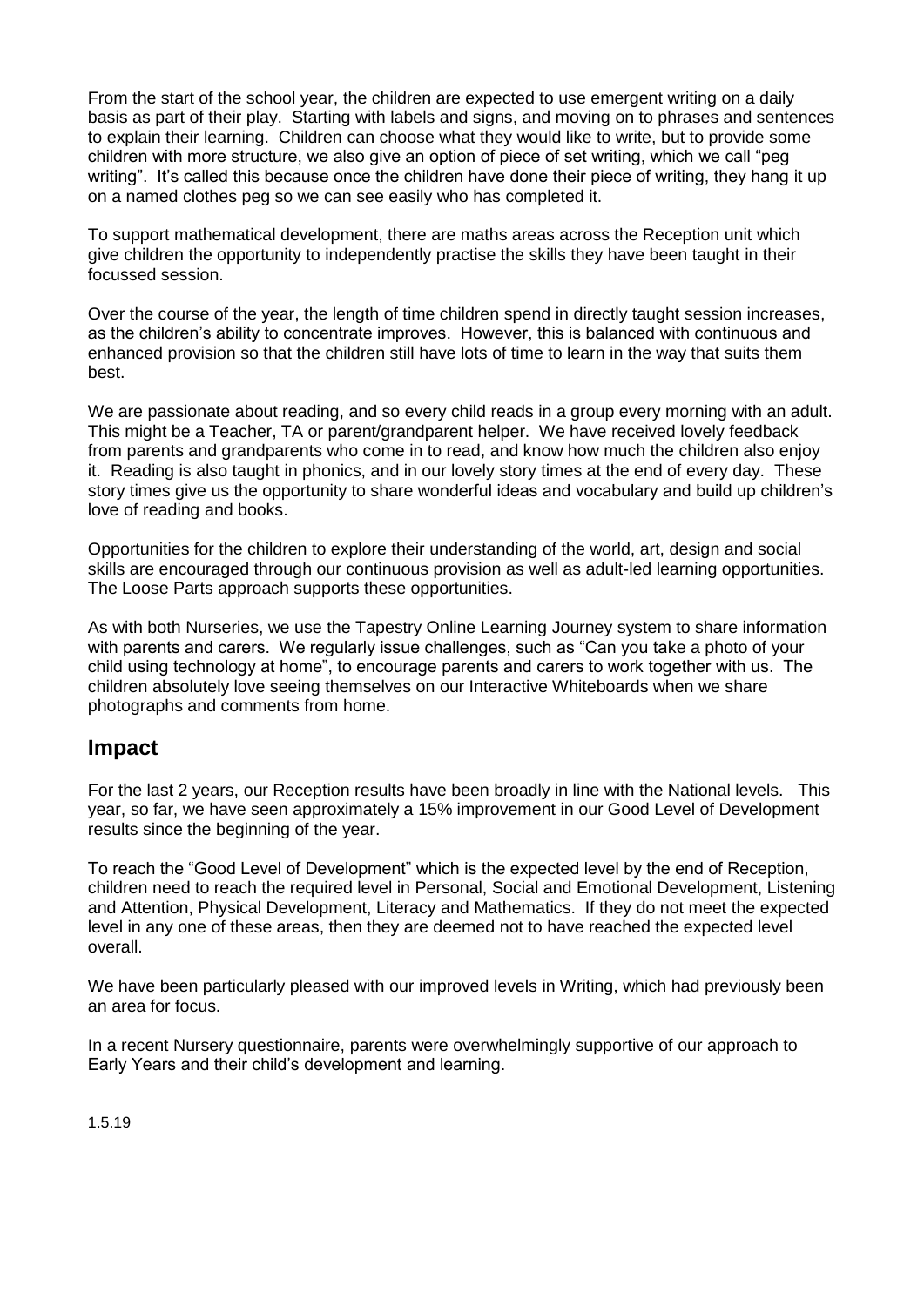From the start of the school year, the children are expected to use emergent writing on a daily basis as part of their play. Starting with labels and signs, and moving on to phrases and sentences to explain their learning. Children can choose what they would like to write, but to provide some children with more structure, we also give an option of piece of set writing, which we call "peg writing". It's called this because once the children have done their piece of writing, they hang it up on a named clothes peg so we can see easily who has completed it.

To support mathematical development, there are maths areas across the Reception unit which give children the opportunity to independently practise the skills they have been taught in their focussed session.

Over the course of the year, the length of time children spend in directly taught session increases, as the children's ability to concentrate improves. However, this is balanced with continuous and enhanced provision so that the children still have lots of time to learn in the way that suits them best.

We are passionate about reading, and so every child reads in a group every morning with an adult. This might be a Teacher, TA or parent/grandparent helper. We have received lovely feedback from parents and grandparents who come in to read, and know how much the children also enjoy it. Reading is also taught in phonics, and in our lovely story times at the end of every day. These story times give us the opportunity to share wonderful ideas and vocabulary and build up children's love of reading and books.

Opportunities for the children to explore their understanding of the world, art, design and social skills are encouraged through our continuous provision as well as adult-led learning opportunities. The Loose Parts approach supports these opportunities.

As with both Nurseries, we use the Tapestry Online Learning Journey system to share information with parents and carers. We regularly issue challenges, such as "Can you take a photo of your child using technology at home", to encourage parents and carers to work together with us. The children absolutely love seeing themselves on our Interactive Whiteboards when we share photographs and comments from home.

## Impact

For the last 2 years, our Reception results have been broadly in line with the National levels. This year, so far, we have seen approximately a 15% improvement in our Good Level of Development results since the beginning of the year.

To reach the "Good Level of Development" which is the expected level by the end of Reception, children need to reach the required level in Personal, Social and Emotional Development, Listening and Attention, Physical Development, Literacy and Mathematics. If they do not meet the expected level in any one of these areas, then they are deemed not to have reached the expected level overall.

We have been particularly pleased with our improved levels in Writing, which had previously been an area for focus.

In a recent Nursery questionnaire, parents were overwhelmingly supportive of our approach to Early Years and their child's development and learning.

1.5.19